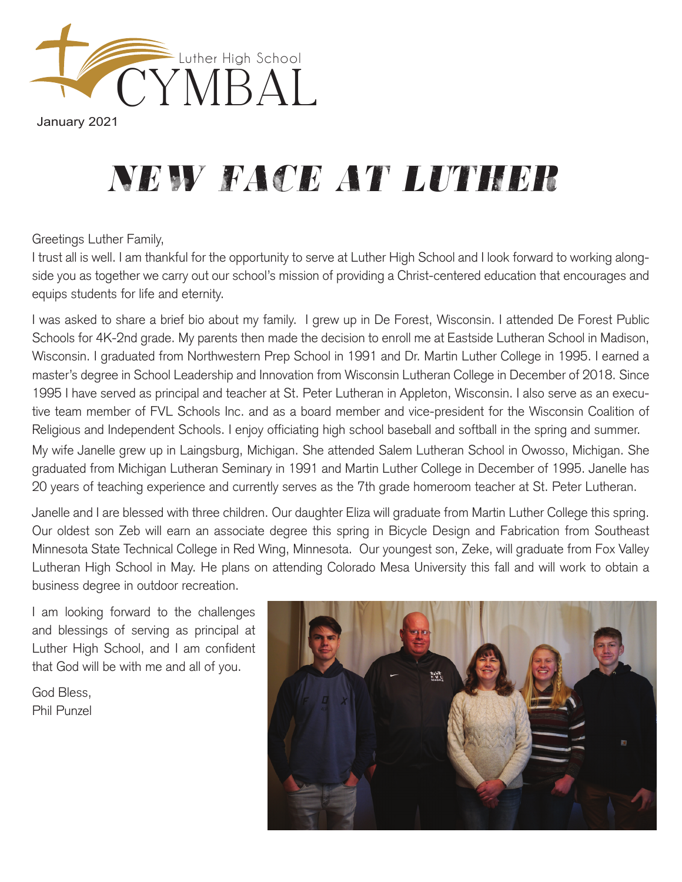Luther High School

# CYMBAL

January 2021

# NEW FACE AT LUTHER

Greetings Luther Family,

I trust all is well. I am thankful for the opportunity to serve at Luther High School and I look forward to working alongside you as together we carry out our school's mission of providing a Christ-centered education that encourages and equips students for life and eternity.

I was asked to share a brief bio about my family. I grew up in De Forest, Wisconsin. I attended De Forest Public Schools for 4K-2nd grade. My parents then made the decision to enroll me at Eastside Lutheran School in Madison, Wisconsin. I graduated from Northwestern Prep School in 1991 and Dr. Martin Luther College in 1995. I earned a master's degree in School Leadership and Innovation from Wisconsin Lutheran College in December of 2018. Since 1995 I have served as principal and teacher at St. Peter Lutheran in Appleton, Wisconsin. I also serve as an executive team member of FVL Schools Inc. and as a board member and vice-president for the Wisconsin Coalition of Religious and Independent Schools. I enjoy officiating high school baseball and softball in the spring and summer.

My wife Janelle grew up in Laingsburg, Michigan. She attended Salem Lutheran School in Owosso, Michigan. She graduated from Michigan Lutheran Seminary in 1991 and Martin Luther College in December of 1995. Janelle has 20 years of teaching experience and currently serves as the 7th grade homeroom teacher at St. Peter Lutheran.

Janelle and I are blessed with three children. Our daughter Eliza will graduate from Martin Luther College this spring. Our oldest son Zeb will earn an associate degree this spring in Bicycle Design and Fabrication from Southeast Minnesota State Technical College in Red Wing, Minnesota. Our youngest son, Zeke, will graduate from Fox Valley Lutheran High School in May. He plans on attending Colorado Mesa University this fall and will work to obtain a business degree in outdoor recreation.

I am looking forward to the challenges and blessings of serving as principal at Luther High School, and I am confident that God will be with me and all of you.

God Bless,
Phil Punzel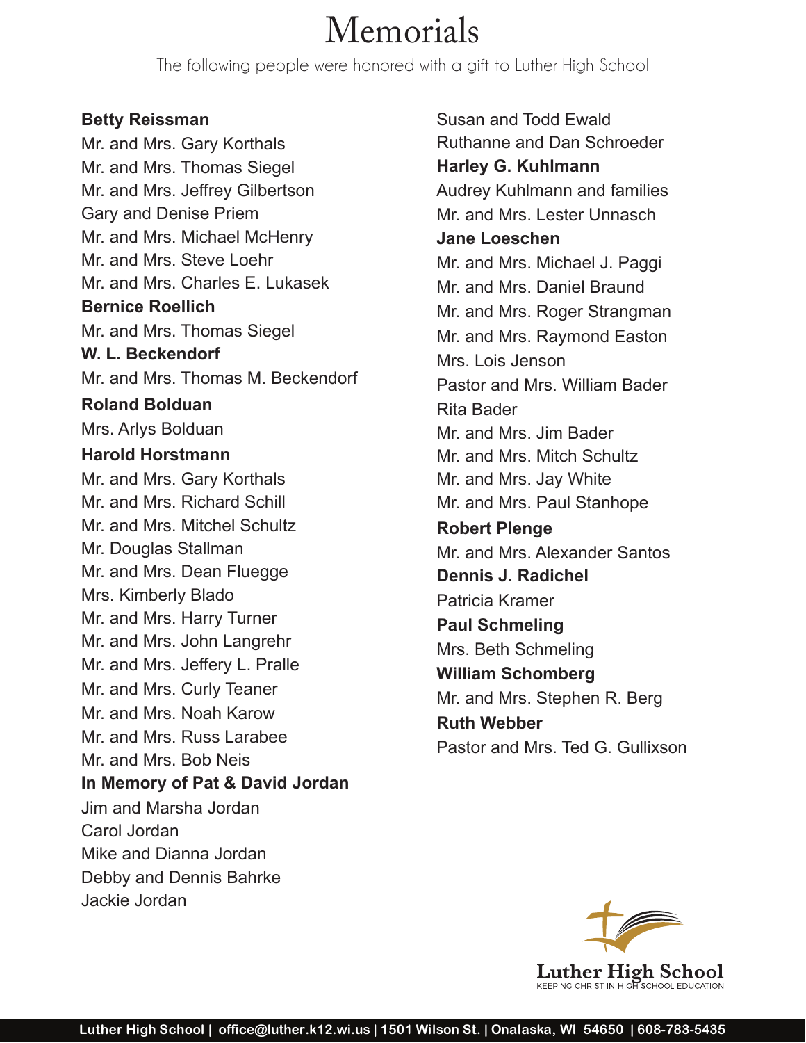# Memorials

The following people were honored with a gift to Luther High School

**Betty Reissman**
Mr. and Mrs. Gary Korthals
Mr. and Mrs. Thomas Siegel
Mr. and Mrs. Jeffrey Gilbertson
Gary and Denise Priem
Mr. and Mrs. Michael McHenry
Mr. and Mrs. Steve Loehr
Mr. and Mrs. Charles E. Lukasek

**Bernice Roellich**
Mr. and Mrs. Thomas Siegel

**W. L. Beckendorf**
Mr. and Mrs. Thomas M. Beckendorf

**Roland Bolduan**
Mrs. Arlys Bolduan

**Harold Horstmann**
Mr. and Mrs. Gary Korthals
Mr. and Mrs. Richard Schill
Mr. and Mrs. Mitchel Schultz
Mr. Douglas Stallman
Mr. and Mrs. Dean Fluegge
Mrs. Kimberly Blado
Mr. and Mrs. Harry Turner
Mr. and Mrs. John Langrehr
Mr. and Mrs. Jeffery L. Pralle
Mr. and Mrs. Curly Teaner
Mr. and Mrs. Noah Karow
Mr. and Mrs. Russ Larabee
Mr. and Mrs. Bob Neis

**In Memory of Pat & David Jordan**
Jim and Marsha Jordan
Carol Jordan
Mike and Dianna Jordan
Debby and Dennis Bahrke
Jackie Jordan
Susan and Todd Ewald
Ruthanne and Dan Schroeder

**Harley G. Kuhlmann**
Audrey Kuhlmann and families
Mr. and Mrs. Lester Unnasch

**Jane Loeschen**
Mr. and Mrs. Michael J. Paggi
Mr. and Mrs. Daniel Braund
Mr. and Mrs. Roger Strangman
Mr. and Mrs. Raymond Easton
Mrs. Lois Jenson
Pastor and Mrs. William Bader
Rita Bader
Mr. and Mrs. Jim Bader
Mr. and Mrs. Mitch Schultz
Mr. and Mrs. Jay White
Mr. and Mrs. Paul Stanhope

**Robert Plenge**
Mr. and Mrs. Alexander Santos

**Dennis J. Radichel**
Patricia Kramer

**Paul Schmeling**
Mrs. Beth Schmeling

**William Schomberg**
Mr. and Mrs. Stephen R. Berg

**Ruth Webber**
Pastor and Mrs. Ted G. Gullixson

Luther High School
KEEPING CHRIST IN HIGH SCHOOL EDUCATION

Luther High School | office@luther.k12.wi.us | 1501 Wilson St. | Onalaska, WI 54650 | 608-783-5435